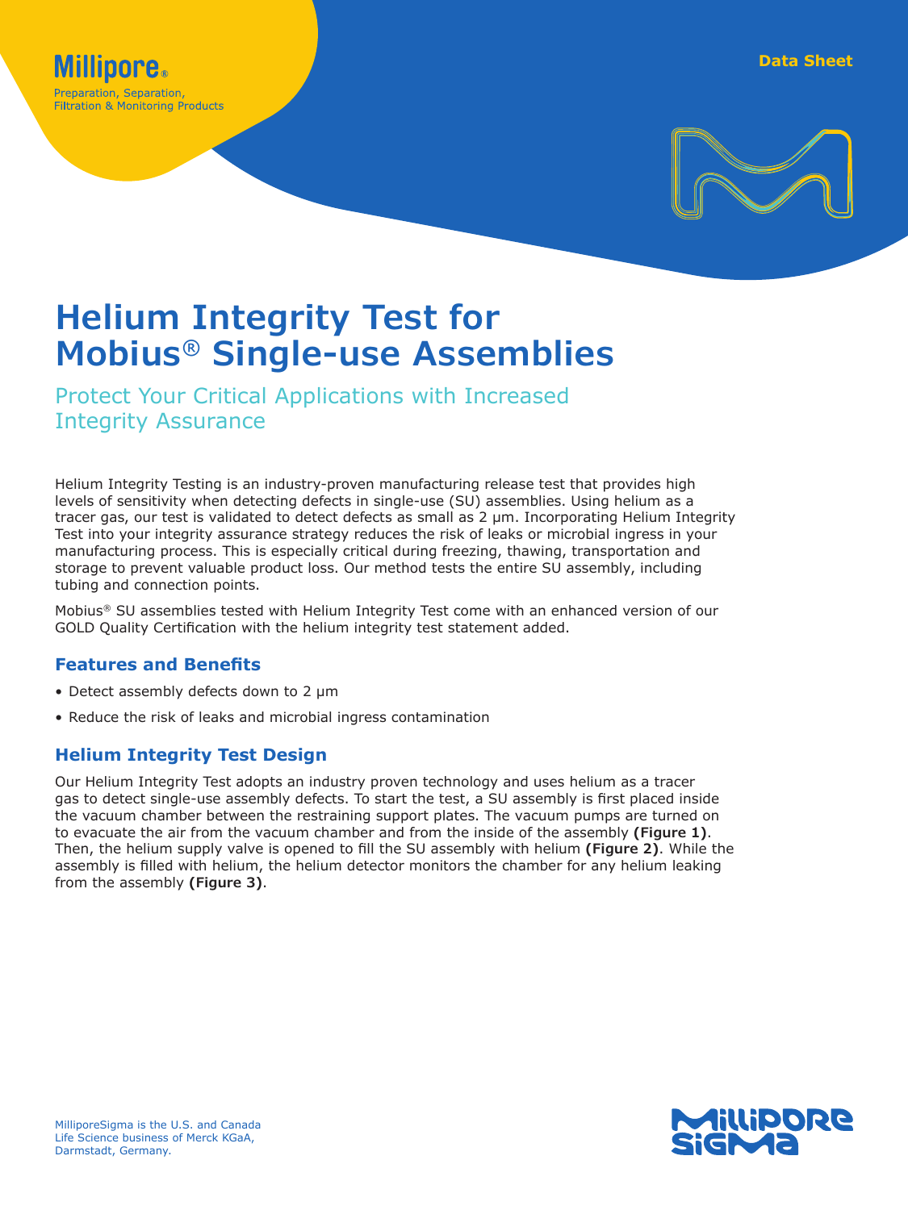Millipore®

Preparation, Separation, Filtration & Monitoring Products

Data Sheet

# Helium Integrity Test for Mobius® Single-use Assemblies

## Protect Your Critical Applications with Increased Integrity Assurance

Helium Integrity Testing is an industry-proven manufacturing release test that provides high levels of sensitivity when detecting defects in single-use (SU) assemblies. Using helium as a tracer gas, our test is validated to detect defects as small as 2 µm. Incorporating Helium Integrity Test into your integrity assurance strategy reduces the risk of leaks or microbial ingress in your manufacturing process. This is especially critical during freezing, thawing, transportation and storage to prevent valuable product loss. Our method tests the entire SU assembly, including tubing and connection points.

Mobius® SU assemblies tested with Helium Integrity Test come with an enhanced version of our GOLD Quality Certification with the helium integrity test statement added.

### Features and Benefits

- Detect assembly defects down to 2 µm
- Reduce the risk of leaks and microbial ingress contamination

### Helium Integrity Test Design

Our Helium Integrity Test adopts an industry proven technology and uses helium as a tracer gas to detect single-use assembly defects. To start the test, a SU assembly is first placed inside the vacuum chamber between the restraining support plates. The vacuum pumps are turned on to evacuate the air from the vacuum chamber and from the inside of the assembly **(Figure 1)**. Then, the helium supply valve is opened to fill the SU assembly with helium **(Figure 2)**. While the assembly is filled with helium, the helium detector monitors the chamber for any helium leaking from the assembly **(Figure 3)**.

MilliporeSigma is the U.S. and Canada Life Science business of Merck KGaA, Darmstadt, Germany.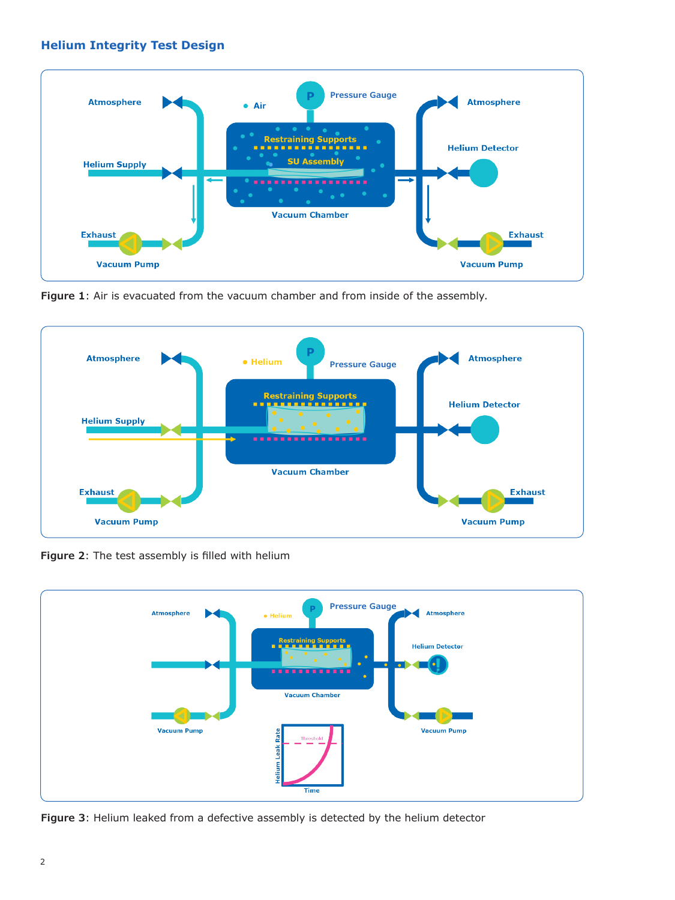## Helium Integrity Test Design

**Figure 1**: Air is evacuated from the vacuum chamber and from inside of the assembly.

**Figure 2**: The test assembly is filled with helium

**Figure 3**: Helium leaked from a defective assembly is detected by the helium detector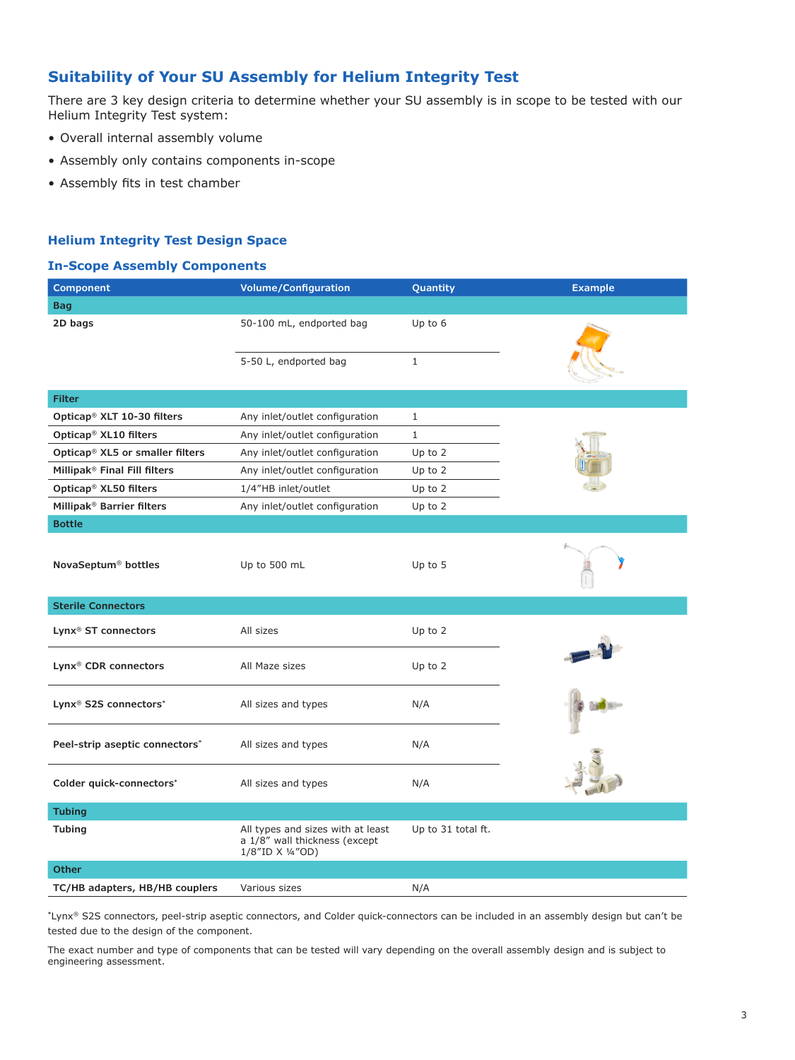## Suitability of Your SU Assembly for Helium Integrity Test

There are 3 key design criteria to determine whether your SU assembly is in scope to be tested with our Helium Integrity Test system:

- Overall internal assembly volume
- Assembly only contains components in-scope
- Assembly fits in test chamber

### Helium Integrity Test Design Space

### In-Scope Assembly Components

| Component | Volume/Configuration | Quantity | Example |
|---|---|---|---|
| **Bag** | | | |
| **2D bags** | 50-100 mL, endported bag | Up to 6 | |
| | 5-50 L, endported bag | 1 | |
| **Filter** | | | |
| **Opticap® XLT 10-30 filters** | Any inlet/outlet configuration | 1 | |
| **Opticap® XL10 filters** | Any inlet/outlet configuration | 1 | |
| **Opticap® XL5 or smaller filters** | Any inlet/outlet configuration | Up to 2 | |
| **Millipak® Final Fill filters** | Any inlet/outlet configuration | Up to 2 | |
| **Opticap® XL50 filters** | 1/4"HB inlet/outlet | Up to 2 | |
| **Millipak® Barrier filters** | Any inlet/outlet configuration | Up to 2 | |
| **Bottle** | | | |
| **NovaSeptum® bottles** | Up to 500 mL | Up to 5 | |
| **Sterile Connectors** | | | |
| **Lynx® ST connectors** | All sizes | Up to 2 | |
| **Lynx® CDR connectors** | All Maze sizes | Up to 2 | |
| **Lynx® S2S connectors*** | All sizes and types | N/A | |
| **Peel-strip aseptic connectors*** | All sizes and types | N/A | |
| **Colder quick-connectors*** | All sizes and types | N/A | |
| **Tubing** | | | |
| **Tubing** | All types and sizes with at least a 1/8" wall thickness (except 1/8"ID X ¼"OD) | Up to 31 total ft. | |
| **Other** | | | |
| **TC/HB adapters, HB/HB couplers** | Various sizes | N/A | |

*Lynx® S2S connectors, peel-strip aseptic connectors, and Colder quick-connectors can be included in an assembly design but can't be tested due to the design of the component.

The exact number and type of components that can be tested will vary depending on the overall assembly design and is subject to engineering assessment.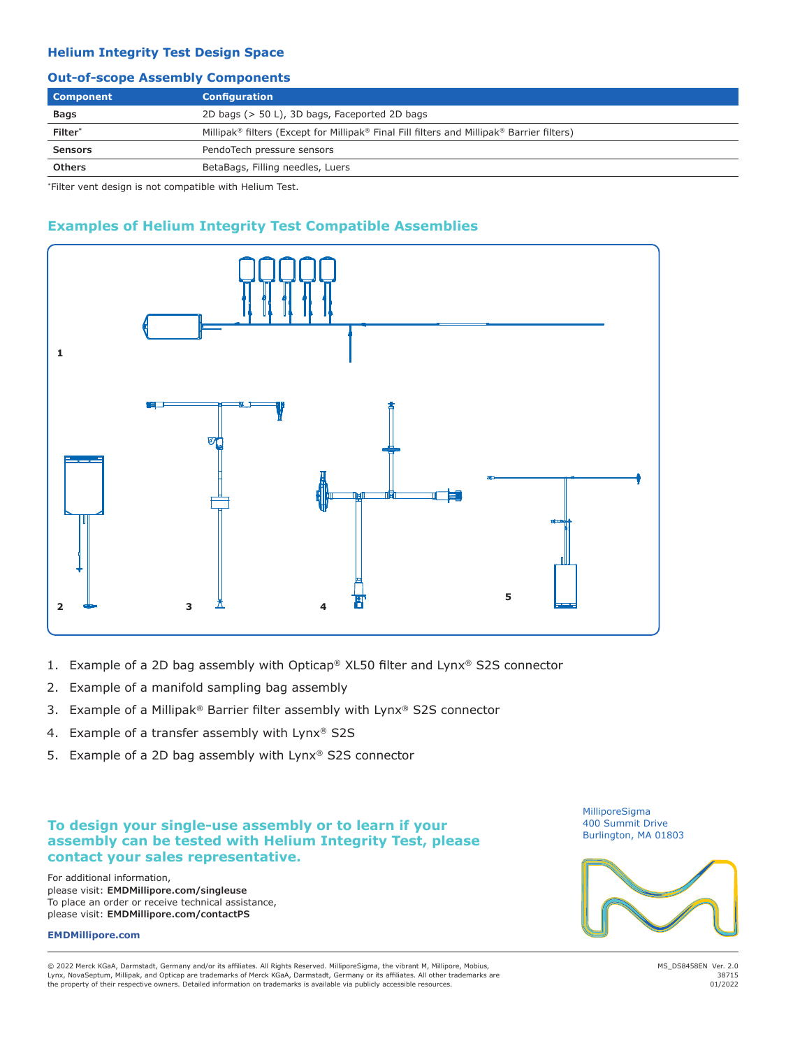### Helium Integrity Test Design Space

### Out-of-scope Assembly Components

| Component | Configuration |
|---|---|
| Bags | 2D bags (> 50 L), 3D bags, Faceported 2D bags |
| Filter* | Millipak® filters (Except for Millipak® Final Fill filters and Millipak® Barrier filters) |
| Sensors | PendoTech pressure sensors |
| Others | BetaBags, Filling needles, Luers |

*Filter vent design is not compatible with Helium Test.

## Examples of Helium Integrity Test Compatible Assemblies

1

2

3

4

5

1. Example of a 2D bag assembly with Opticap® XL50 filter and Lynx® S2S connector
2. Example of a manifold sampling bag assembly
3. Example of a Millipak® Barrier filter assembly with Lynx® S2S connector
4. Example of a transfer assembly with Lynx® S2S
5. Example of a 2D bag assembly with Lynx® S2S connector

**To design your single-use assembly or to learn if your assembly can be tested with Helium Integrity Test, please contact your sales representative.**

For additional information,
please visit: **EMDMillipore.com/singleuse**
To place an order or receive technical assistance,
please visit: **EMDMillipore.com/contactPS**

**EMDMillipore.com**

MilliporeSigma
400 Summit Drive
Burlington, MA 01803

© 2022 Merck KGaA, Darmstadt, Germany and/or its affiliates. All Rights Reserved. MilliporeSigma, the vibrant M, Millipore, Mobius, Lynx, NovaSeptum, Millipak, and Opticap are trademarks of Merck KGaA, Darmstadt, Germany or its affiliates. All other trademarks are the property of their respective owners. Detailed information on trademarks is available via publicly accessible resources.

MS_DS8458EN Ver. 2.0
38715
01/2022